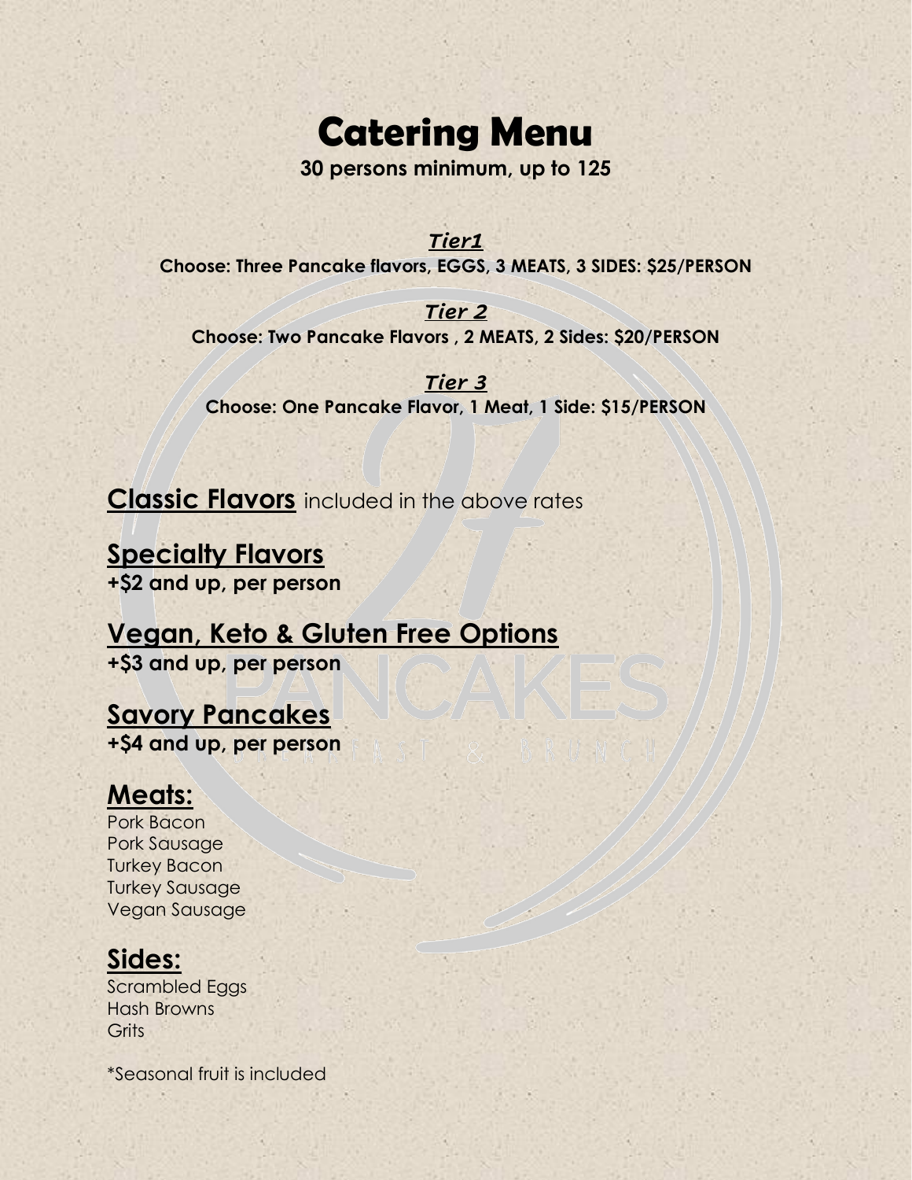# Catering Menu

**30 persons minimum, up to 125**

***Tier1***

**Choose: Three Pancake flavors, EGGS, 3 MEATS, 3 SIDES: $25/PERSON**

***Tier 2***

**Choose: Two Pancake Flavors , 2 MEATS, 2 Sides: $20/PERSON**

***Tier 3***

**Choose: One Pancake Flavor, 1 Meat, 1 Side: $15/PERSON**

**Classic Flavors** included in the above rates

## Specialty Flavors

**+$2 and up, per person**

## Vegan, Keto & Gluten Free Options

**+$3 and up, per person**

## Savory Pancakes

**+$4 and up, per person**

## Meats:

Pork Bacon
Pork Sausage
Turkey Bacon
Turkey Sausage
Vegan Sausage

## Sides:

Scrambled Eggs
Hash Browns
Grits

*Seasonal fruit is included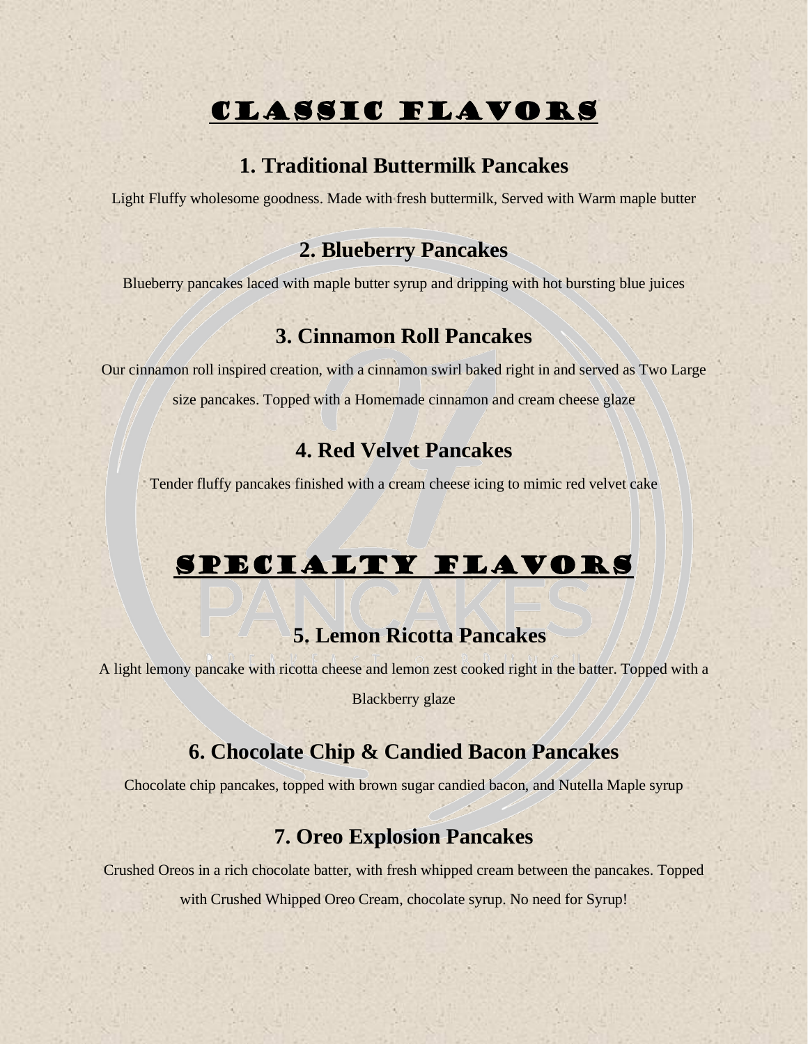# CLASSIC FLAVORS

## 1. Traditional Buttermilk Pancakes

Light Fluffy wholesome goodness. Made with fresh buttermilk, Served with Warm maple butter

## 2. Blueberry Pancakes

Blueberry pancakes laced with maple butter syrup and dripping with hot bursting blue juices

## 3. Cinnamon Roll Pancakes

Our cinnamon roll inspired creation, with a cinnamon swirl baked right in and served as Two Large size pancakes. Topped with a Homemade cinnamon and cream cheese glaze

## 4. Red Velvet Pancakes

Tender fluffy pancakes finished with a cream cheese icing to mimic red velvet cake

# SPECIALTY FLAVORS

## 5. Lemon Ricotta Pancakes

A light lemony pancake with ricotta cheese and lemon zest cooked right in the batter. Topped with a Blackberry glaze

## 6. Chocolate Chip & Candied Bacon Pancakes

Chocolate chip pancakes, topped with brown sugar candied bacon, and Nutella Maple syrup

## 7. Oreo Explosion Pancakes

Crushed Oreos in a rich chocolate batter, with fresh whipped cream between the pancakes. Topped with Crushed Whipped Oreo Cream, chocolate syrup. No need for Syrup!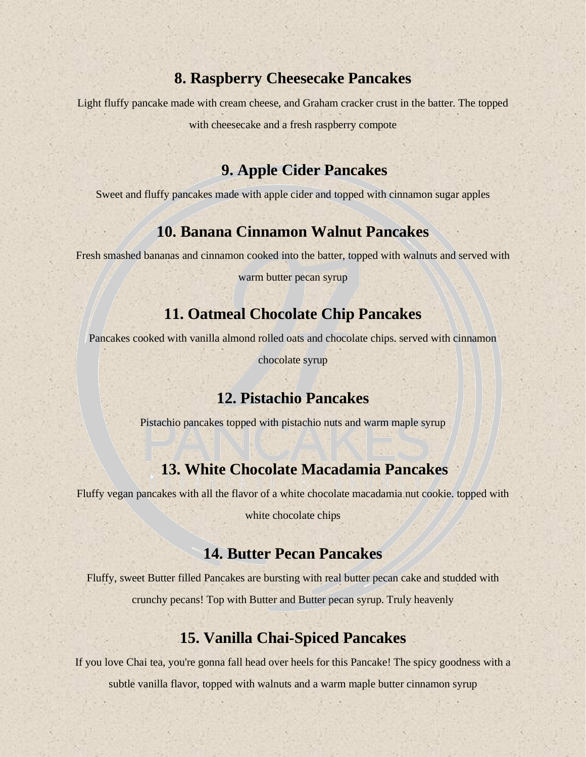## 8. Raspberry Cheesecake Pancakes

Light fluffy pancake made with cream cheese, and Graham cracker crust in the batter. The topped with cheesecake and a fresh raspberry compote

## 9. Apple Cider Pancakes

Sweet and fluffy pancakes made with apple cider and topped with cinnamon sugar apples

## 10. Banana Cinnamon Walnut Pancakes

Fresh smashed bananas and cinnamon cooked into the batter, topped with walnuts and served with warm butter pecan syrup

## 11. Oatmeal Chocolate Chip Pancakes

Pancakes cooked with vanilla almond rolled oats and chocolate chips. served with cinnamon chocolate syrup

## 12. Pistachio Pancakes

Pistachio pancakes topped with pistachio nuts and warm maple syrup

## 13. White Chocolate Macadamia Pancakes

Fluffy vegan pancakes with all the flavor of a white chocolate macadamia nut cookie. topped with white chocolate chips

## 14. Butter Pecan Pancakes

Fluffy, sweet Butter filled Pancakes are bursting with real butter pecan cake and studded with crunchy pecans! Top with Butter and Butter pecan syrup. Truly heavenly

## 15. Vanilla Chai-Spiced Pancakes

If you love Chai tea, you're gonna fall head over heels for this Pancake! The spicy goodness with a subtle vanilla flavor, topped with walnuts and a warm maple butter cinnamon syrup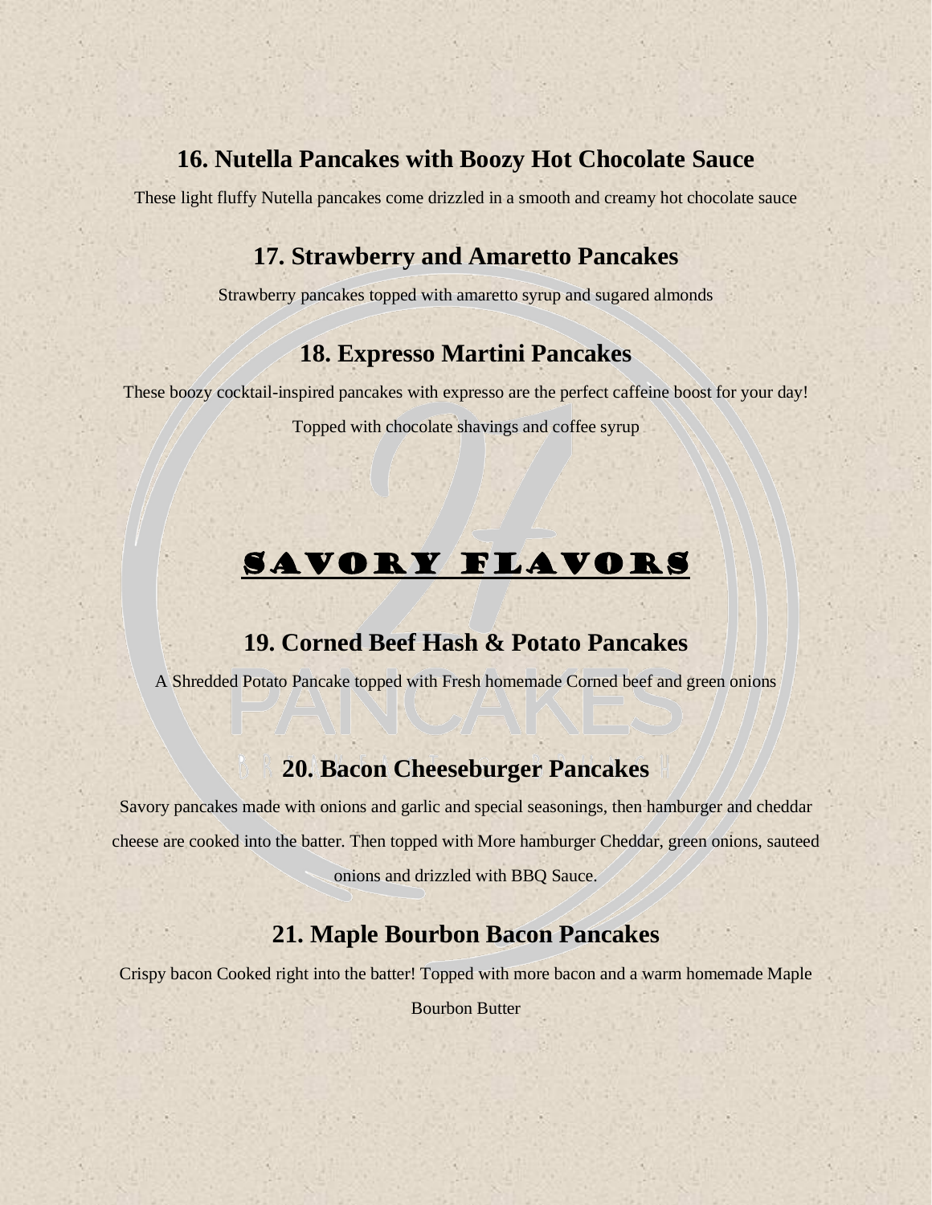### 16. Nutella Pancakes with Boozy Hot Chocolate Sauce

These light fluffy Nutella pancakes come drizzled in a smooth and creamy hot chocolate sauce

### 17. Strawberry and Amaretto Pancakes

Strawberry pancakes topped with amaretto syrup and sugared almonds

### 18. Expresso Martini Pancakes

These boozy cocktail-inspired pancakes with expresso are the perfect caffeine boost for your day!

Topped with chocolate shavings and coffee syrup

## SAVORY FLAVORS

### 19. Corned Beef Hash & Potato Pancakes

A Shredded Potato Pancake topped with Fresh homemade Corned beef and green onions

### 20. Bacon Cheeseburger Pancakes

Savory pancakes made with onions and garlic and special seasonings, then hamburger and cheddar cheese are cooked into the batter. Then topped with More hamburger Cheddar, green onions, sauteed onions and drizzled with BBQ Sauce.

### 21. Maple Bourbon Bacon Pancakes

Crispy bacon Cooked right into the batter! Topped with more bacon and a warm homemade Maple Bourbon Butter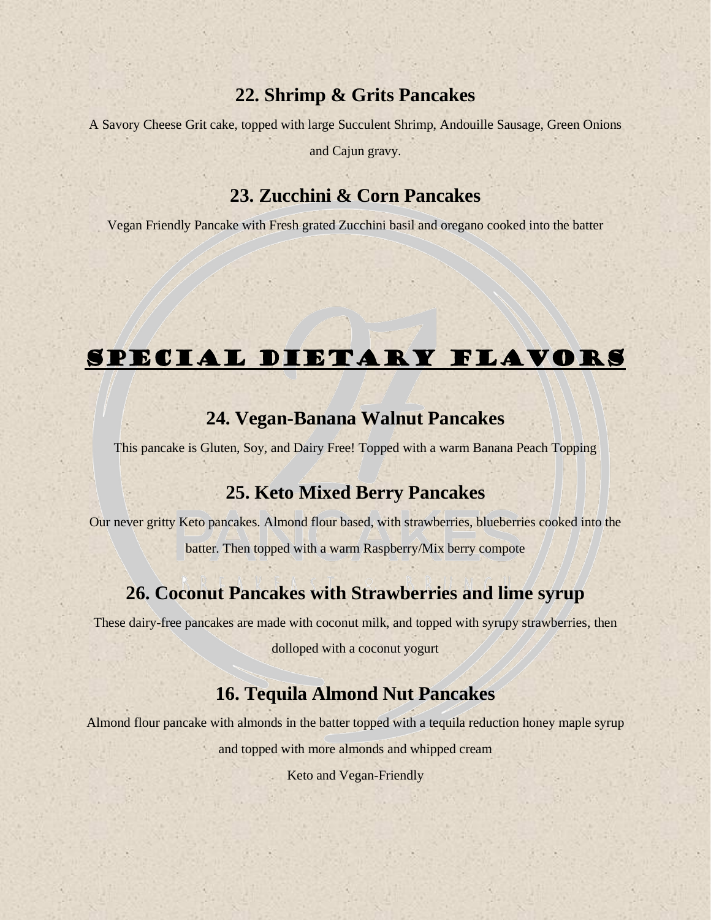### 22. Shrimp & Grits Pancakes

A Savory Cheese Grit cake, topped with large Succulent Shrimp, Andouille Sausage, Green Onions and Cajun gravy.

### 23. Zucchini & Corn Pancakes

Vegan Friendly Pancake with Fresh grated Zucchini basil and oregano cooked into the batter

## SPECIAL DIETARY FLAVORS

### 24. Vegan-Banana Walnut Pancakes

This pancake is Gluten, Soy, and Dairy Free! Topped with a warm Banana Peach Topping

### 25. Keto Mixed Berry Pancakes

Our never gritty Keto pancakes. Almond flour based, with strawberries, blueberries cooked into the batter. Then topped with a warm Raspberry/Mix berry compote

### 26. Coconut Pancakes with Strawberries and lime syrup

These dairy-free pancakes are made with coconut milk, and topped with syrupy strawberries, then dolloped with a coconut yogurt

### 16. Tequila Almond Nut Pancakes

Almond flour pancake with almonds in the batter topped with a tequila reduction honey maple syrup and topped with more almonds and whipped cream

Keto and Vegan-Friendly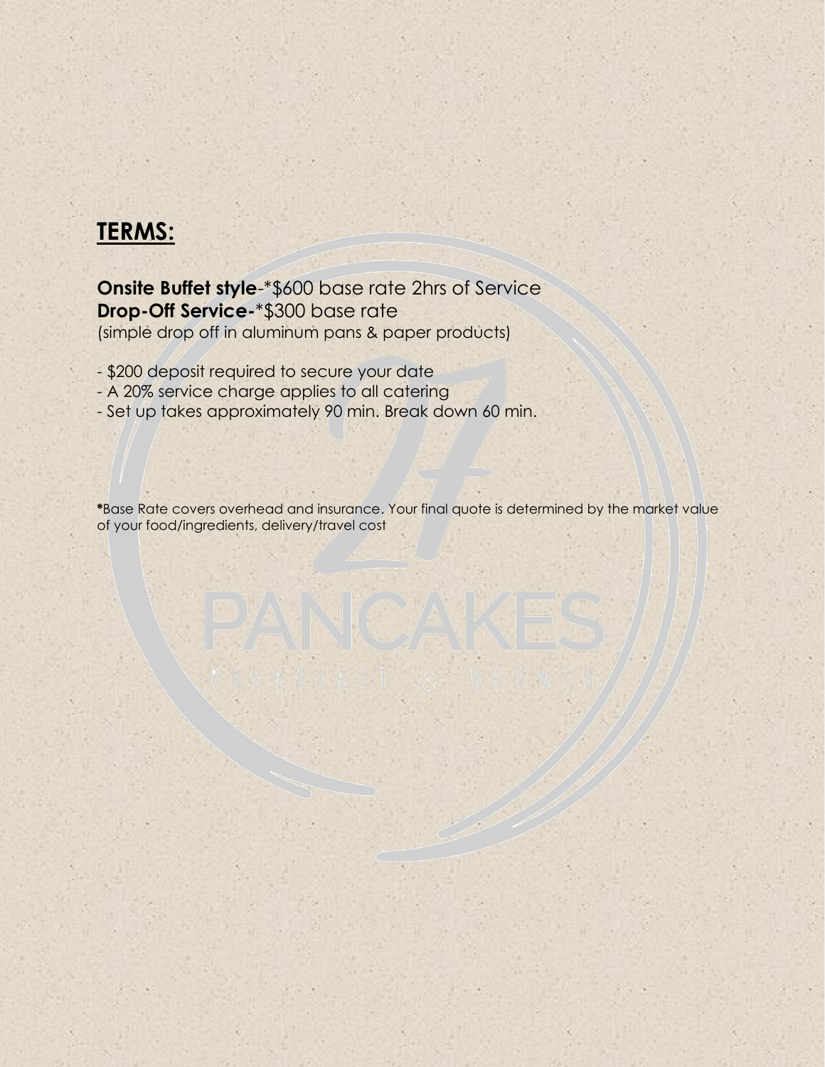## TERMS:

**Onsite Buffet style**-*$600 base rate 2hrs of Service
**Drop-Off Service-***$300 base rate
(simple drop off in aluminum pans & paper products)

- $200 deposit required to secure your date
- A 20% service charge applies to all catering
- Set up takes approximately 90 min. Break down 60 min.

***Base Rate covers overhead and insurance. Your final quote is determined by the market value of your food/ingredients, delivery/travel cost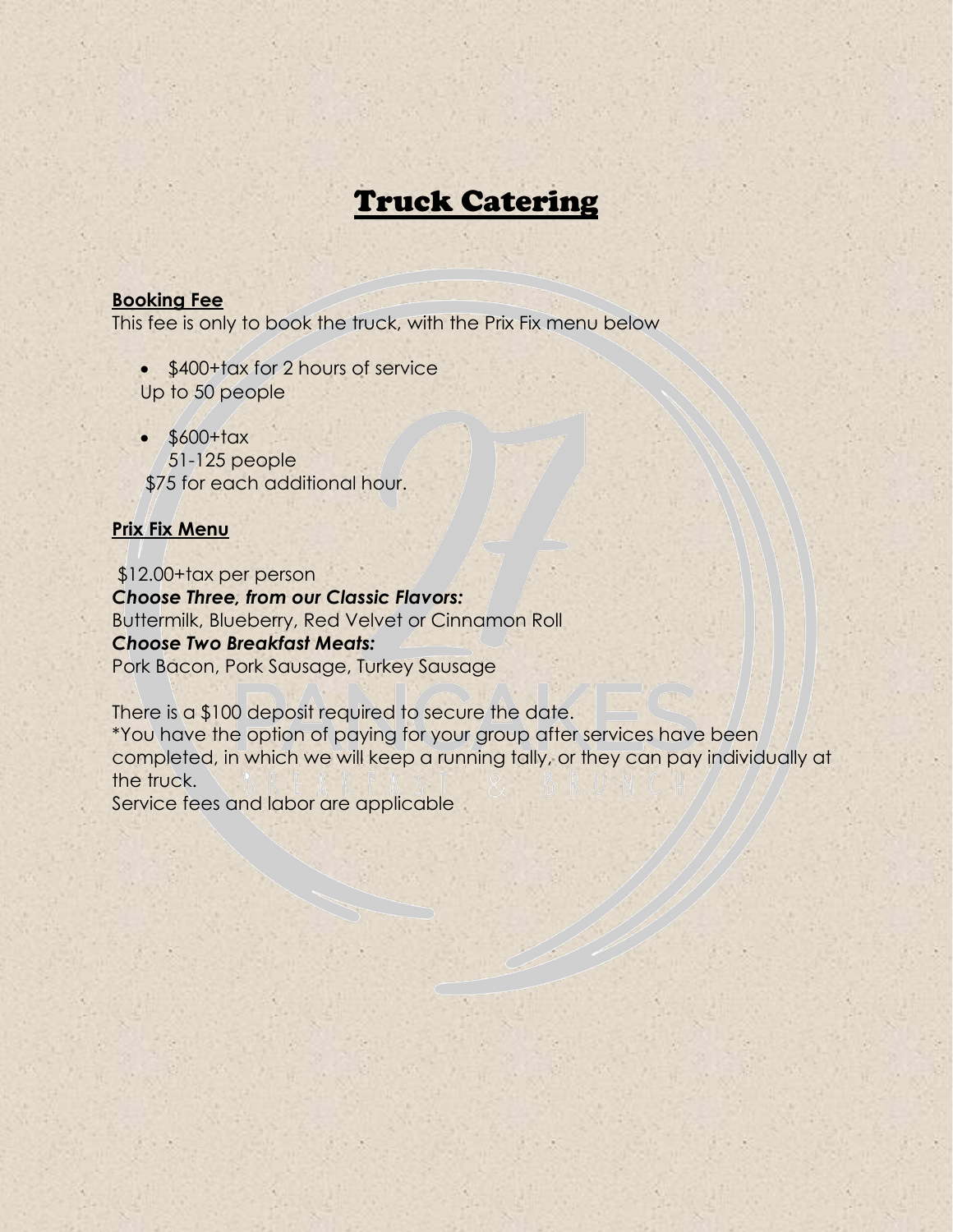# Truck Catering

**Booking Fee**

This fee is only to book the truck, with the Prix Fix menu below

- $400+tax for 2 hours of service
  Up to 50 people
- $600+tax
  51-125 people
  $75 for each additional hour.

**Prix Fix Menu**

$12.00+tax per person

***Choose Three, from our Classic Flavors:***

Buttermilk, Blueberry, Red Velvet or Cinnamon Roll

***Choose Two Breakfast Meats:***

Pork Bacon, Pork Sausage, Turkey Sausage

There is a $100 deposit required to secure the date.

*You have the option of paying for your group after services have been completed, in which we will keep a running tally, or they can pay individually at the truck.

Service fees and labor are applicable